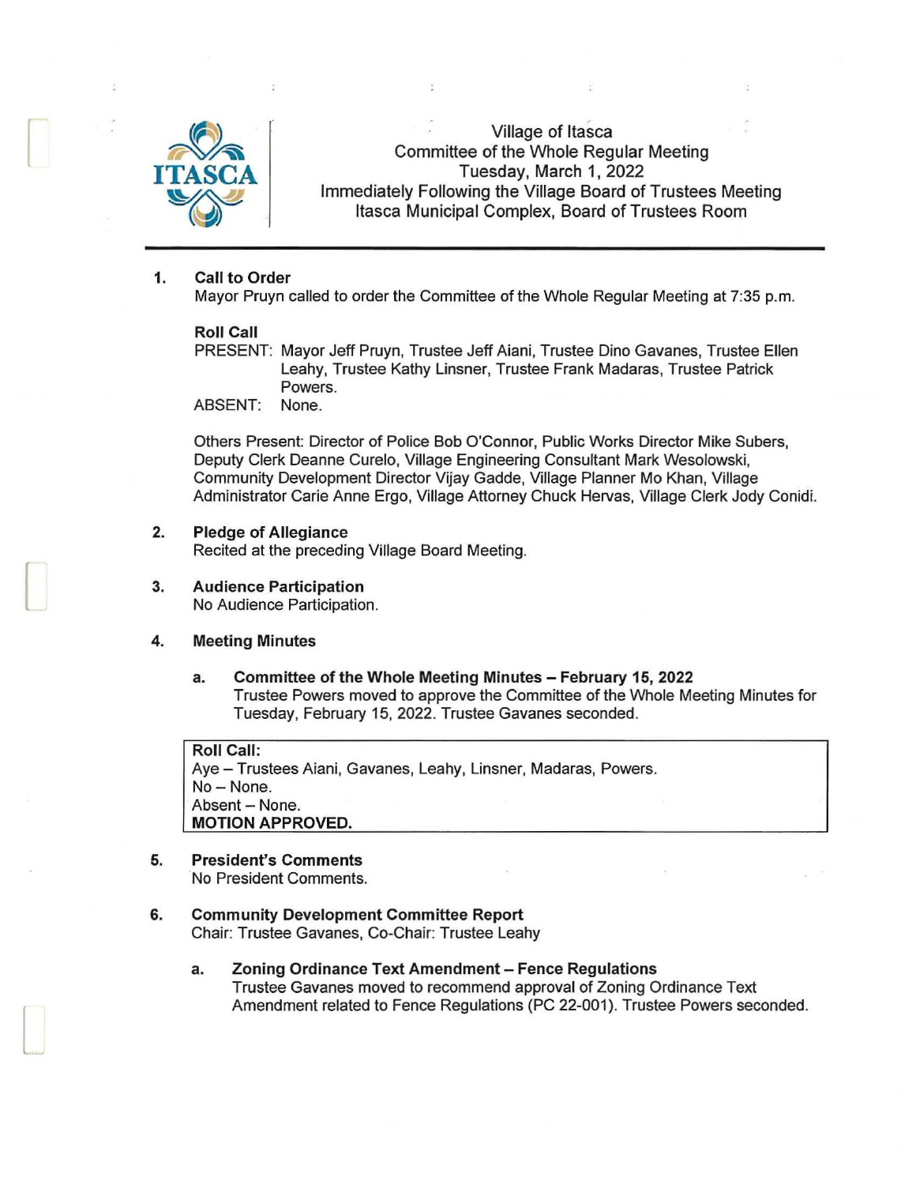# Village of Itasca
## Committee of the Whole Regular Meeting
Tuesday, March 1, 2022
Immediately Following the Village Board of Trustees Meeting
Itasca Municipal Complex, Board of Trustees Room

---

1. **Call to Order**
   Mayor Pruyn called to order the Committee of the Whole Regular Meeting at 7:35 p.m.

   **Roll Call**
   PRESENT: Mayor Jeff Pruyn, Trustee Jeff Aiani, Trustee Dino Gavanes, Trustee Ellen Leahy, Trustee Kathy Linsner, Trustee Frank Madaras, Trustee Patrick Powers.
   ABSENT: None.

   Others Present: Director of Police Bob O'Connor, Public Works Director Mike Subers, Deputy Clerk Deanne Curelo, Village Engineering Consultant Mark Wesolowski, Community Development Director Vijay Gadde, Village Planner Mo Khan, Village Administrator Carie Anne Ergo, Village Attorney Chuck Hervas, Village Clerk Jody Conidi.

2. **Pledge of Allegiance**
   Recited at the preceding Village Board Meeting.

3. **Audience Participation**
   No Audience Participation.

4. **Meeting Minutes**

   a. **Committee of the Whole Meeting Minutes – February 15, 2022**
   Trustee Powers moved to approve the Committee of the Whole Meeting Minutes for Tuesday, February 15, 2022. Trustee Gavanes seconded.

   **Roll Call:**
   Aye – Trustees Aiani, Gavanes, Leahy, Linsner, Madaras, Powers.
   No – None.
   Absent – None.
   **MOTION APPROVED.**

5. **President's Comments**
   No President Comments.

6. **Community Development Committee Report**
   Chair: Trustee Gavanes, Co-Chair: Trustee Leahy

   a. **Zoning Ordinance Text Amendment – Fence Regulations**
   Trustee Gavanes moved to recommend approval of Zoning Ordinance Text Amendment related to Fence Regulations (PC 22-001). Trustee Powers seconded.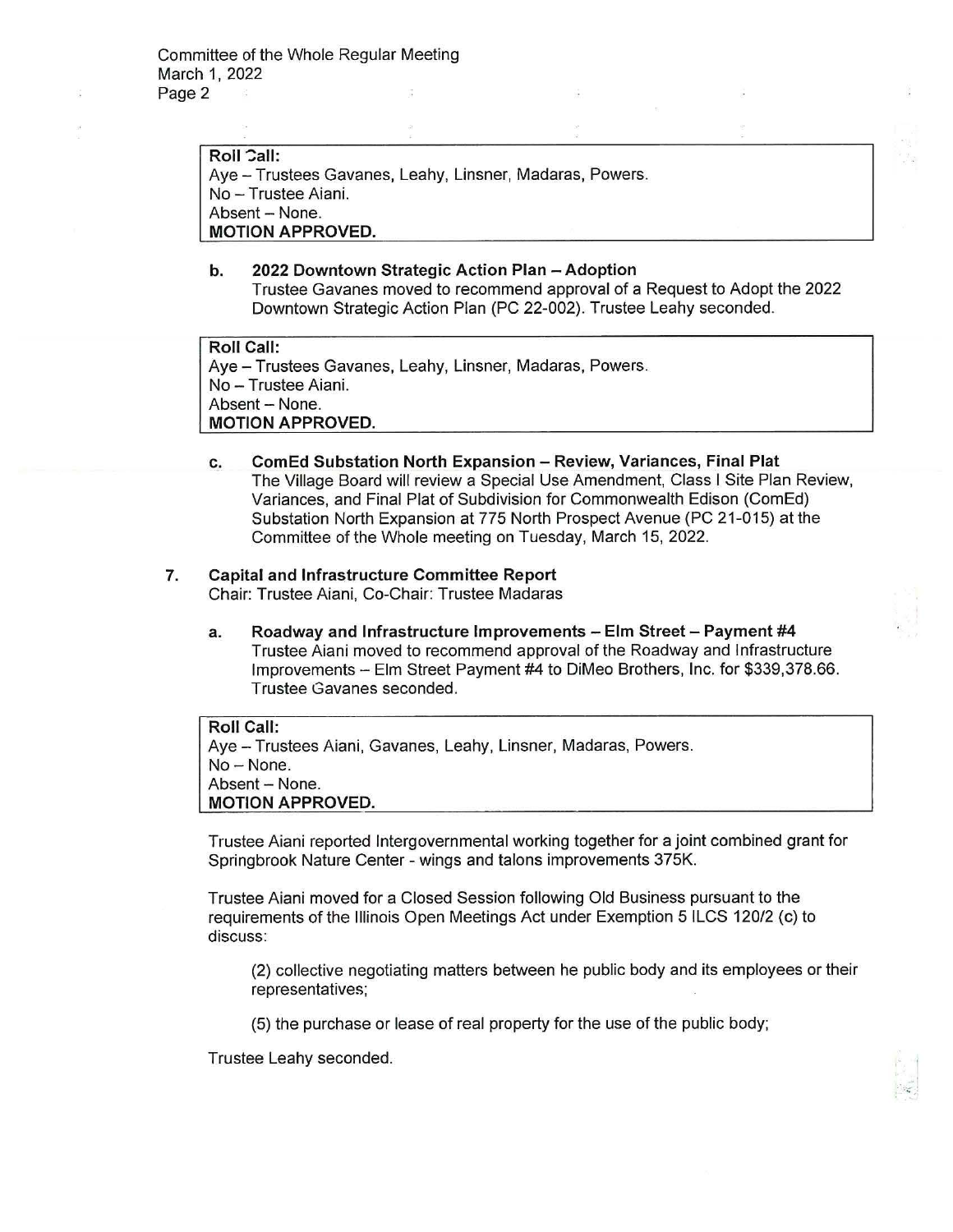**Roll Call:**
Aye – Trustees Gavanes, Leahy, Linsner, Madaras, Powers.
No – Trustee Aiani.
Absent – None.
**MOTION APPROVED.**

**b. 2022 Downtown Strategic Action Plan – Adoption**
Trustee Gavanes moved to recommend approval of a Request to Adopt the 2022 Downtown Strategic Action Plan (PC 22-002). Trustee Leahy seconded.

**Roll Call:**
Aye – Trustees Gavanes, Leahy, Linsner, Madaras, Powers.
No – Trustee Aiani.
Absent – None.
**MOTION APPROVED.**

**c. ComEd Substation North Expansion – Review, Variances, Final Plat**
The Village Board will review a Special Use Amendment, Class I Site Plan Review, Variances, and Final Plat of Subdivision for Commonwealth Edison (ComEd) Substation North Expansion at 775 North Prospect Avenue (PC 21-015) at the Committee of the Whole meeting on Tuesday, March 15, 2022.

**7. Capital and Infrastructure Committee Report**
Chair: Trustee Aiani, Co-Chair: Trustee Madaras

**a. Roadway and Infrastructure Improvements – Elm Street – Payment #4**
Trustee Aiani moved to recommend approval of the Roadway and Infrastructure Improvements – Elm Street Payment #4 to DiMeo Brothers, Inc. for $339,378.66. Trustee Gavanes seconded.

**Roll Call:**
Aye – Trustees Aiani, Gavanes, Leahy, Linsner, Madaras, Powers.
No – None.
Absent – None.
**MOTION APPROVED.**

Trustee Aiani reported Intergovernmental working together for a joint combined grant for Springbrook Nature Center - wings and talons improvements 375K.

Trustee Aiani moved for a Closed Session following Old Business pursuant to the requirements of the Illinois Open Meetings Act under Exemption 5 ILCS 120/2 (c) to discuss:

(2) collective negotiating matters between he public body and its employees or their representatives;

(5) the purchase or lease of real property for the use of the public body;

Trustee Leahy seconded.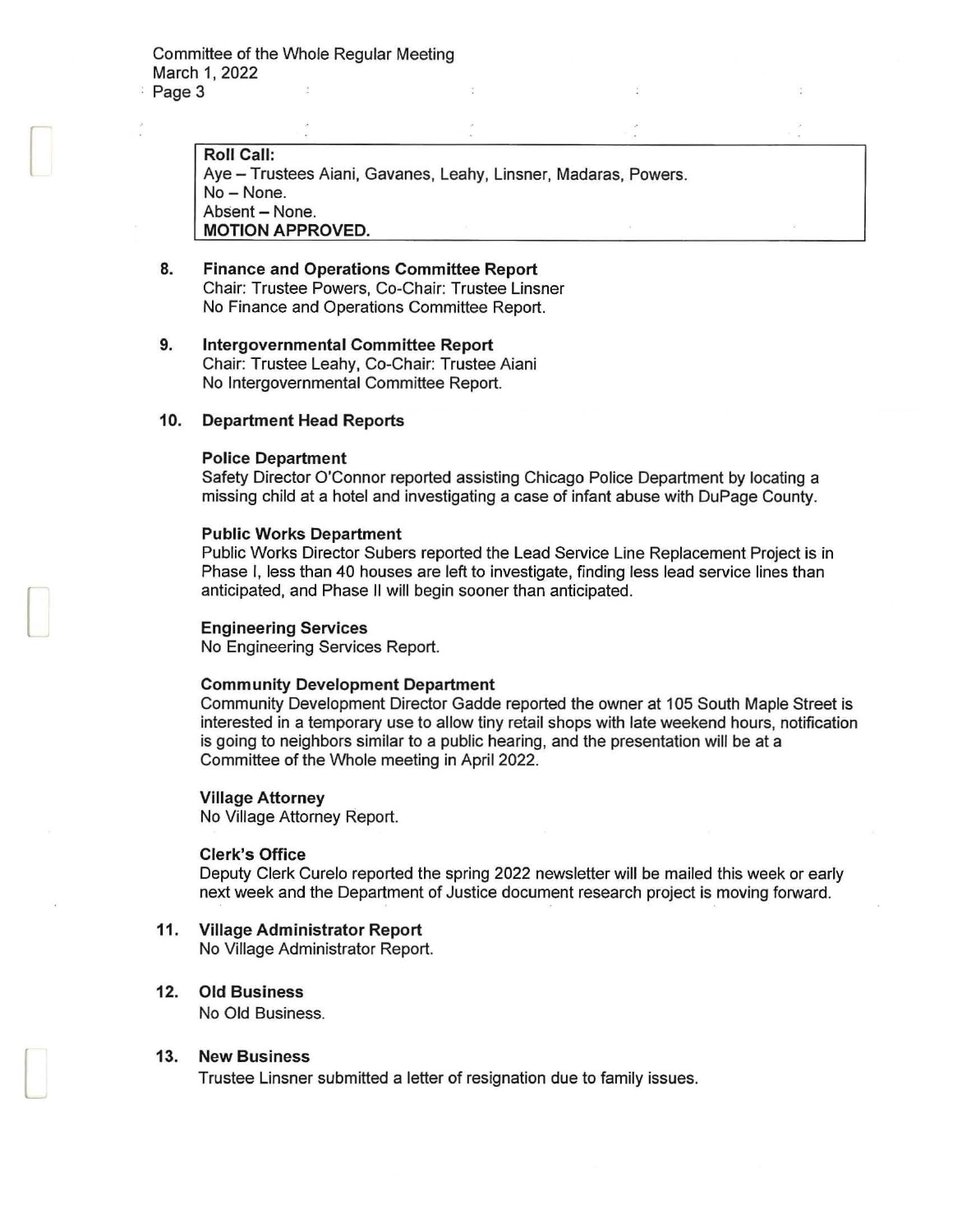**Roll Call:**
Aye – Trustees Aiani, Gavanes, Leahy, Linsner, Madaras, Powers.
No – None.
Absent – None.
**MOTION APPROVED.**

**8. Finance and Operations Committee Report**
Chair: Trustee Powers, Co-Chair: Trustee Linsner
No Finance and Operations Committee Report.

**9. Intergovernmental Committee Report**
Chair: Trustee Leahy, Co-Chair: Trustee Aiani
No Intergovernmental Committee Report.

**10. Department Head Reports**

**Police Department**
Safety Director O'Connor reported assisting Chicago Police Department by locating a missing child at a hotel and investigating a case of infant abuse with DuPage County.

**Public Works Department**
Public Works Director Subers reported the Lead Service Line Replacement Project is in Phase I, less than 40 houses are left to investigate, finding less lead service lines than anticipated, and Phase II will begin sooner than anticipated.

**Engineering Services**
No Engineering Services Report.

**Community Development Department**
Community Development Director Gadde reported the owner at 105 South Maple Street is interested in a temporary use to allow tiny retail shops with late weekend hours, notification is going to neighbors similar to a public hearing, and the presentation will be at a Committee of the Whole meeting in April 2022.

**Village Attorney**
No Village Attorney Report.

**Clerk's Office**
Deputy Clerk Curelo reported the spring 2022 newsletter will be mailed this week or early next week and the Department of Justice document research project is moving forward.

**11. Village Administrator Report**
No Village Administrator Report.

**12. Old Business**
No Old Business.

**13. New Business**
Trustee Linsner submitted a letter of resignation due to family issues.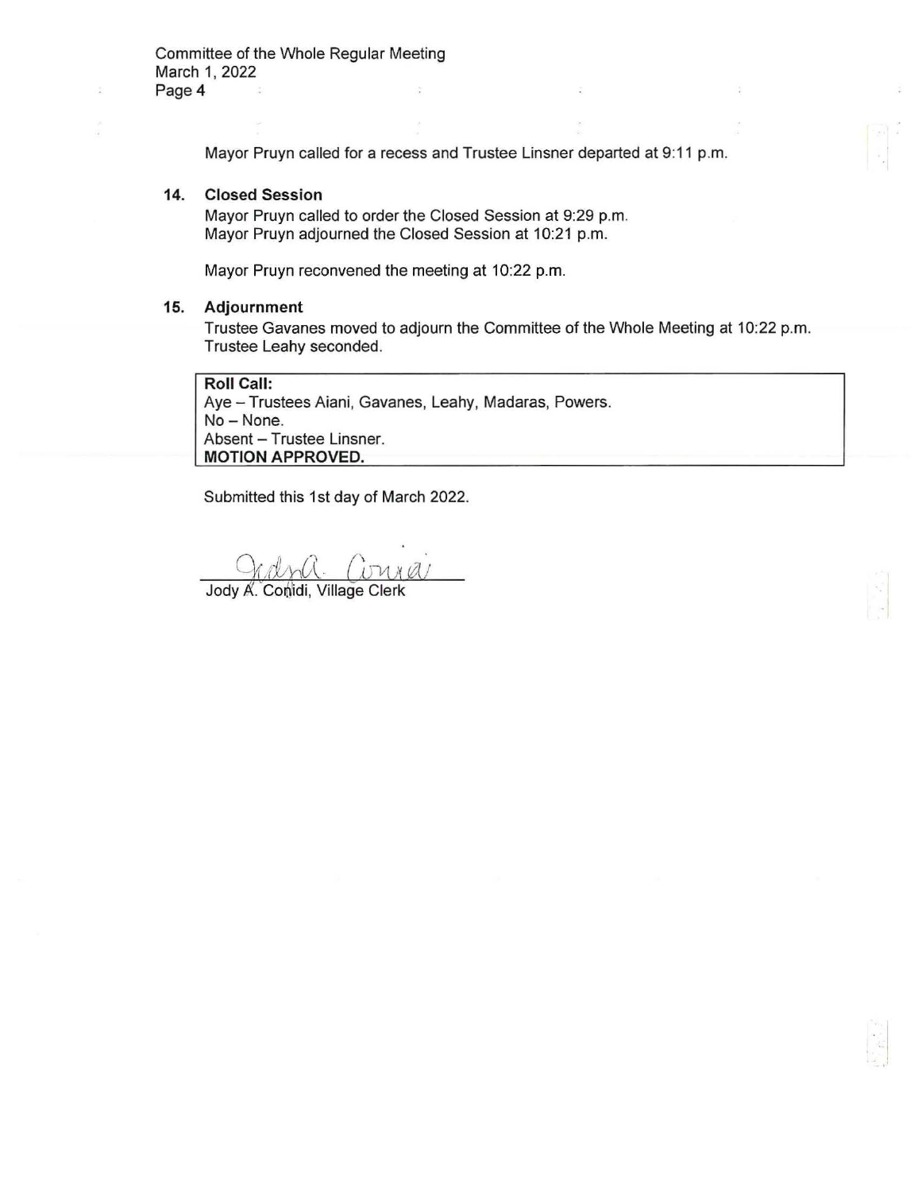Mayor Pruyn called for a recess and Trustee Linsner departed at 9:11 p.m.

## 14. Closed Session

Mayor Pruyn called to order the Closed Session at 9:29 p.m.
Mayor Pruyn adjourned the Closed Session at 10:21 p.m.

Mayor Pruyn reconvened the meeting at 10:22 p.m.

## 15. Adjournment

Trustee Gavanes moved to adjourn the Committee of the Whole Meeting at 10:22 p.m.
Trustee Leahy seconded.

**Roll Call:**
Aye – Trustees Aiani, Gavanes, Leahy, Madaras, Powers.
No – None.
Absent – Trustee Linsner.
**MOTION APPROVED.**

Submitted this 1st day of March 2022.

Jody A. Conidi, Village Clerk